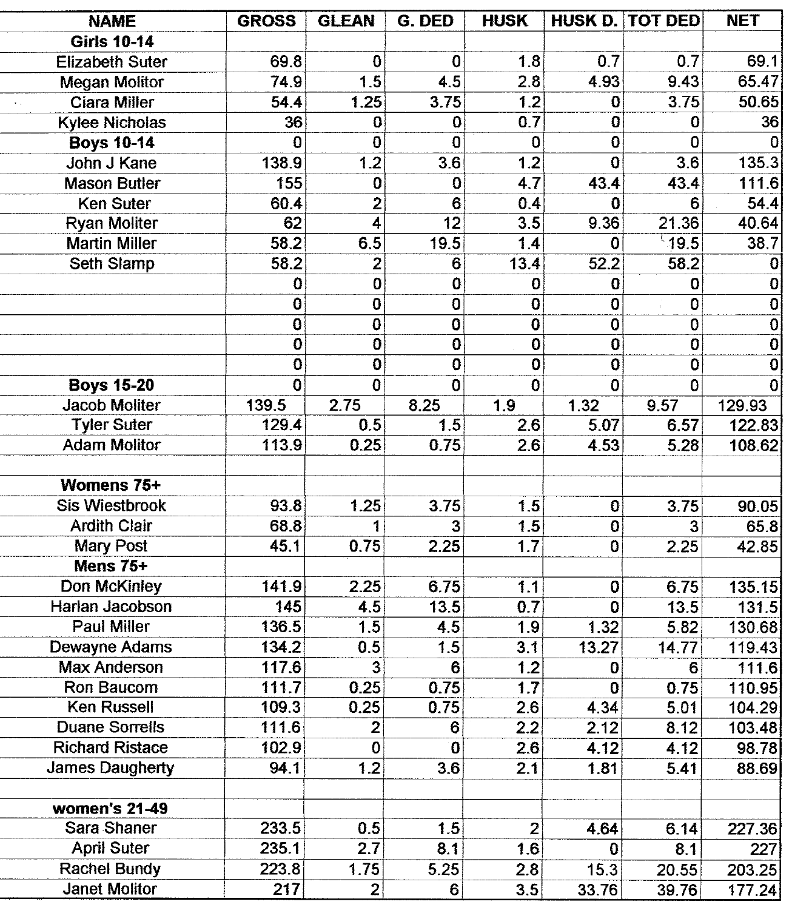| NAME | GROSS | GLEAN | G. DED | HUSK | HUSK D. | TOT DED | NET |
|---|---|---|---|---|---|---|---|
| **Girls 10-14** | | | | | | | |
| Elizabeth Suter | 69.8 | 0 | 0 | 1.8 | 0.7 | 0.7 | 69.1 |
| Megan Molitor | 74.9 | 1.5 | 4.5 | 2.8 | 4.93 | 9.43 | 65.47 |
| Ciara Miller | 54.4 | 1.25 | 3.75 | 1.2 | 0 | 3.75 | 50.65 |
| Kylee Nicholas | 36 | 0 | 0 | 0.7 | 0 | 0 | 36 |
| **Boys 10-14** | 0 | 0 | 0 | 0 | 0 | 0 | 0 |
| John J Kane | 138.9 | 1.2 | 3.6 | 1.2 | 0 | 3.6 | 135.3 |
| Mason Butler | 155 | 0 | 0 | 4.7 | 43.4 | 43.4 | 111.6 |
| Ken Suter | 60.4 | 2 | 6 | 0.4 | 0 | 6 | 54.4 |
| Ryan Moliter | 62 | 4 | 12 | 3.5 | 9.36 | 21.36 | 40.64 |
| Martin Miller | 58.2 | 6.5 | 19.5 | 1.4 | 0 | 19.5 | 38.7 |
| Seth Slamp | 58.2 | 2 | 6 | 13.4 | 52.2 | 58.2 | 0 |
| | 0 | 0 | 0 | 0 | 0 | 0 | 0 |
| | 0 | 0 | 0 | 0 | 0 | 0 | 0 |
| | 0 | 0 | 0 | 0 | 0 | 0 | 0 |
| | 0 | 0 | 0 | 0 | 0 | 0 | 0 |
| | 0 | 0 | 0 | 0 | 0 | 0 | 0 |
| **Boys 15-20** | 0 | 0 | 0 | 0 | 0 | 0 | 0 |
| Jacob Moliter | 139.5 | 2.75 | 8.25 | 1.9 | 1.32 | 9.57 | 129.93 |
| Tyler Suter | 129.4 | 0.5 | 1.5 | 2.6 | 5.07 | 6.57 | 122.83 |
| Adam Molitor | 113.9 | 0.25 | 0.75 | 2.6 | 4.53 | 5.28 | 108.62 |
| | | | | | | | |
| **Womens 75+** | | | | | | | |
| Sis Wiestbrook | 93.8 | 1.25 | 3.75 | 1.5 | 0 | 3.75 | 90.05 |
| Ardith Clair | 68.8 | 1 | 3 | 1.5 | 0 | 3 | 65.8 |
| Mary Post | 45.1 | 0.75 | 2.25 | 1.7 | 0 | 2.25 | 42.85 |
| **Mens 75+** | | | | | | | |
| Don McKinley | 141.9 | 2.25 | 6.75 | 1.1 | 0 | 6.75 | 135.15 |
| Harlan Jacobson | 145 | 4.5 | 13.5 | 0.7 | 0 | 13.5 | 131.5 |
| Paul Miller | 136.5 | 1.5 | 4.5 | 1.9 | 1.32 | 5.82 | 130.68 |
| Dewayne Adams | 134.2 | 0.5 | 1.5 | 3.1 | 13.27 | 14.77 | 119.43 |
| Max Anderson | 117.6 | 3 | 6 | 1.2 | 0 | 6 | 111.6 |
| Ron Baucom | 111.7 | 0.25 | 0.75 | 1.7 | 0 | 0.75 | 110.95 |
| Ken Russell | 109.3 | 0.25 | 0.75 | 2.6 | 4.34 | 5.01 | 104.29 |
| Duane Sorrells | 111.6 | 2 | 6 | 2.2 | 2.12 | 8.12 | 103.48 |
| Richard Ristace | 102.9 | 0 | 0 | 2.6 | 4.12 | 4.12 | 98.78 |
| James Daugherty | 94.1 | 1.2 | 3.6 | 2.1 | 1.81 | 5.41 | 88.69 |
| | | | | | | | |
| **women's 21-49** | | | | | | | |
| Sara Shaner | 233.5 | 0.5 | 1.5 | 2 | 4.64 | 6.14 | 227.36 |
| April Suter | 235.1 | 2.7 | 8.1 | 1.6 | 0 | 8.1 | 227 |
| Rachel Bundy | 223.8 | 1.75 | 5.25 | 2.8 | 15.3 | 20.55 | 203.25 |
| Janet Molitor | 217 | 2 | 6 | 3.5 | 33.76 | 39.76 | 177.24 |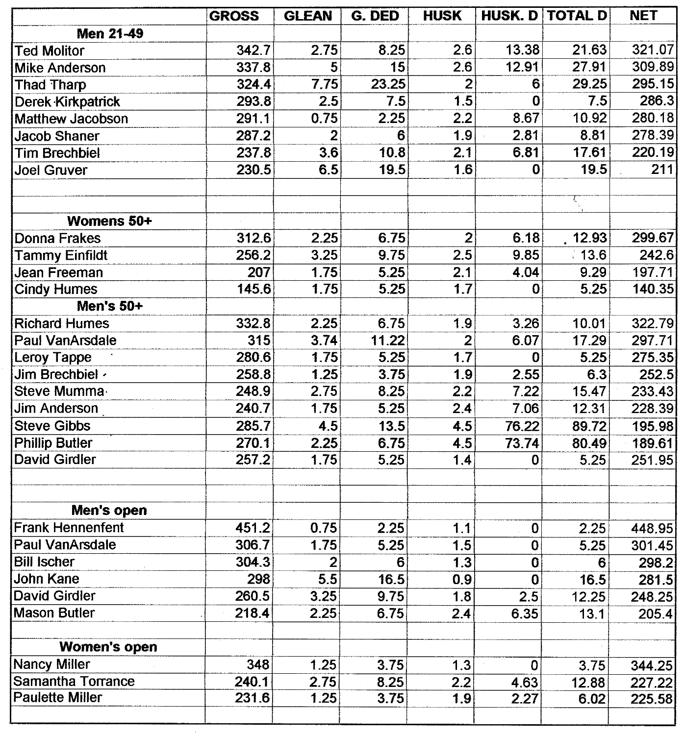| | GROSS | GLEAN | G. DED | HUSK | HUSK. D | TOTAL D | NET |
|---|---|---|---|---|---|---|---|
| **Men 21-49** | | | | | | | |
| Ted Molitor | 342.7 | 2.75 | 8.25 | 2.6 | 13.38 | 21.63 | 321.07 |
| Mike Anderson | 337.8 | 5 | 15 | 2.6 | 12.91 | 27.91 | 309.89 |
| Thad Tharp | 324.4 | 7.75 | 23.25 | 2 | 6 | 29.25 | 295.15 |
| Derek Kirkpatrick | 293.8 | 2.5 | 7.5 | 1.5 | 0 | 7.5 | 286.3 |
| Matthew Jacobson | 291.1 | 0.75 | 2.25 | 2.2 | 8.67 | 10.92 | 280.18 |
| Jacob Shaner | 287.2 | 2 | 6 | 1.9 | 2.81 | 8.81 | 278.39 |
| Tim Brechbiel | 237.8 | 3.6 | 10.8 | 2.1 | 6.81 | 17.61 | 220.19 |
| Joel Gruver | 230.5 | 6.5 | 19.5 | 1.6 | 0 | 19.5 | 211 |
| | | | | | | | |
| | | | | | | | |
| **Womens 50+** | | | | | | | |
| Donna Frakes | 312.6 | 2.25 | 6.75 | 2 | 6.18 | 12.93 | 299.67 |
| Tammy Einfildt | 256.2 | 3.25 | 9.75 | 2.5 | 9.85 | 13.6 | 242.6 |
| Jean Freeman | 207 | 1.75 | 5.25 | 2.1 | 4.04 | 9.29 | 197.71 |
| Cindy Humes | 145.6 | 1.75 | 5.25 | 1.7 | 0 | 5.25 | 140.35 |
| **Men's 50+** | | | | | | | |
| Richard Humes | 332.8 | 2.25 | 6.75 | 1.9 | 3.26 | 10.01 | 322.79 |
| Paul VanArsdale | 315 | 3.74 | 11.22 | 2 | 6.07 | 17.29 | 297.71 |
| Leroy Tappe | 280.6 | 1.75 | 5.25 | 1.7 | 0 | 5.25 | 275.35 |
| Jim Brechbiel | 258.8 | 1.25 | 3.75 | 1.9 | 2.55 | 6.3 | 252.5 |
| Steve Mumma | 248.9 | 2.75 | 8.25 | 2.2 | 7.22 | 15.47 | 233.43 |
| Jim Anderson | 240.7 | 1.75 | 5.25 | 2.4 | 7.06 | 12.31 | 228.39 |
| Steve Gibbs | 285.7 | 4.5 | 13.5 | 4.5 | 76.22 | 89.72 | 195.98 |
| Phillip Butler | 270.1 | 2.25 | 6.75 | 4.5 | 73.74 | 80.49 | 189.61 |
| David Girdler | 257.2 | 1.75 | 5.25 | 1.4 | 0 | 5.25 | 251.95 |
| | | | | | | | |
| | | | | | | | |
| **Men's open** | | | | | | | |
| Frank Hennenfent | 451.2 | 0.75 | 2.25 | 1.1 | 0 | 2.25 | 448.95 |
| Paul VanArsdale | 306.7 | 1.75 | 5.25 | 1.5 | 0 | 5.25 | 301.45 |
| Bill Ischer | 304.3 | 2 | 6 | 1.3 | 0 | 6 | 298.2 |
| John Kane | 298 | 5.5 | 16.5 | 0.9 | 0 | 16.5 | 281.5 |
| David Girdler | 260.5 | 3.25 | 9.75 | 1.8 | 2.5 | 12.25 | 248.25 |
| Mason Butler | 218.4 | 2.25 | 6.75 | 2.4 | 6.35 | 13.1 | 205.4 |
| | | | | | | | |
| **Women's open** | | | | | | | |
| Nancy Miller | 348 | 1.25 | 3.75 | 1.3 | 0 | 3.75 | 344.25 |
| Samantha Torrance | 240.1 | 2.75 | 8.25 | 2.2 | 4.63 | 12.88 | 227.22 |
| Paulette Miller | 231.6 | 1.25 | 3.75 | 1.9 | 2.27 | 6.02 | 225.58 |
| | | | | | | | |